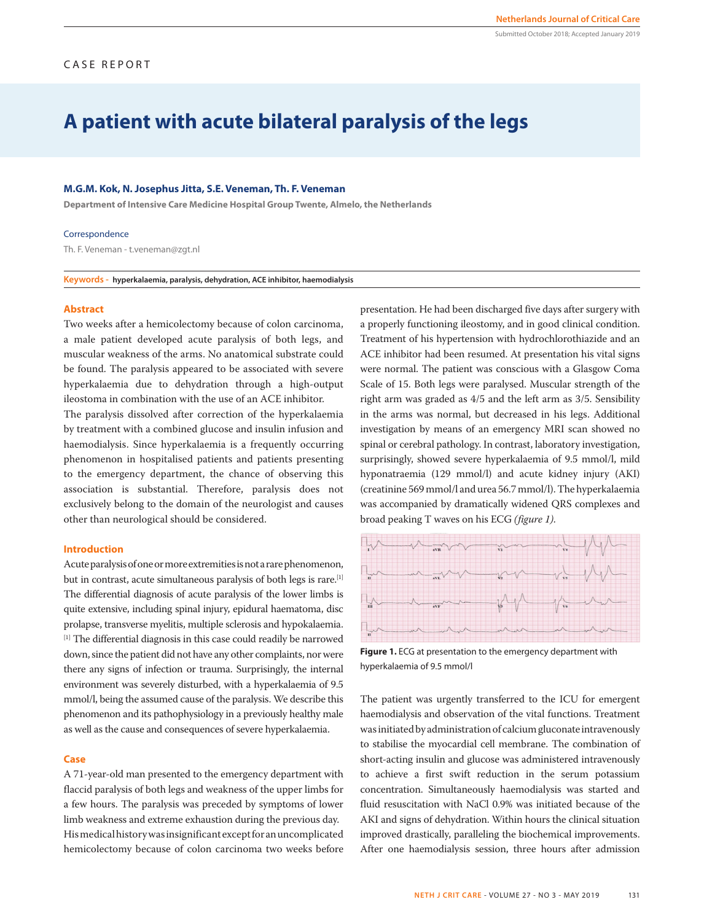CASE REPORT

# A patient with acute bilateral paralysis of the legs

**M.G.M. Kok, N. Josephus Jitta, S.E. Veneman, Th. F. Veneman**

**Department of Intensive Care Medicine Hospital Group Twente, Almelo, the Netherlands**

Correspondence

Th. F. Veneman - t.veneman@zgt.nl

**Keywords - hyperkalaemia, paralysis, dehydration, ACE inhibitor, haemodialysis**

Submitted October 2018; Accepted January 2019

## Abstract

Two weeks after a hemicolectomy because of colon carcinoma, a male patient developed acute paralysis of both legs, and muscular weakness of the arms. No anatomical substrate could be found. The paralysis appeared to be associated with severe hyperkalaemia due to dehydration through a high-output ileostoma in combination with the use of an ACE inhibitor.

The paralysis dissolved after correction of the hyperkalaemia by treatment with a combined glucose and insulin infusion and haemodialysis. Since hyperkalaemia is a frequently occurring phenomenon in hospitalised patients and patients presenting to the emergency department, the chance of observing this association is substantial. Therefore, paralysis does not exclusively belong to the domain of the neurologist and causes other than neurological should be considered.

## Introduction

Acute paralysis of one or more extremities is not a rare phenomenon, but in contrast, acute simultaneous paralysis of both legs is rare.[1] The differential diagnosis of acute paralysis of the lower limbs is quite extensive, including spinal injury, epidural haematoma, disc prolapse, transverse myelitis, multiple sclerosis and hypokalaemia.[1] The differential diagnosis in this case could readily be narrowed down, since the patient did not have any other complaints, nor were there any signs of infection or trauma. Surprisingly, the internal environment was severely disturbed, with a hyperkalaemia of 9.5 mmol/l, being the assumed cause of the paralysis. We describe this phenomenon and its pathophysiology in a previously healthy male as well as the cause and consequences of severe hyperkalaemia.

## Case

A 71-year-old man presented to the emergency department with flaccid paralysis of both legs and weakness of the upper limbs for a few hours. The paralysis was preceded by symptoms of lower limb weakness and extreme exhaustion during the previous day. His medical history was insignificant except for an uncomplicated hemicolectomy because of colon carcinoma two weeks before presentation. He had been discharged five days after surgery with a properly functioning ileostomy, and in good clinical condition. Treatment of his hypertension with hydrochlorothiazide and an ACE inhibitor had been resumed. At presentation his vital signs were normal. The patient was conscious with a Glasgow Coma Scale of 15. Both legs were paralysed. Muscular strength of the right arm was graded as 4/5 and the left arm as 3/5. Sensibility in the arms was normal, but decreased in his legs. Additional investigation by means of an emergency MRI scan showed no spinal or cerebral pathology. In contrast, laboratory investigation, surprisingly, showed severe hyperkalaemia of 9.5 mmol/l, mild hyponatraemia (129 mmol/l) and acute kidney injury (AKI) (creatinine 569 mmol/l and urea 56.7 mmol/l). The hyperkalaemia was accompanied by dramatically widened QRS complexes and broad peaking T waves on his ECG *(figure 1).*

**Figure 1.** ECG at presentation to the emergency department with hyperkalaemia of 9.5 mmol/l

The patient was urgently transferred to the ICU for emergent haemodialysis and observation of the vital functions. Treatment was initiated by administration of calcium gluconate intravenously to stabilise the myocardial cell membrane. The combination of short-acting insulin and glucose was administered intravenously to achieve a first swift reduction in the serum potassium concentration. Simultaneously haemodialysis was started and fluid resuscitation with NaCl 0.9% was initiated because of the AKI and signs of dehydration. Within hours the clinical situation improved drastically, paralleling the biochemical improvements. After one haemodialysis session, three hours after admission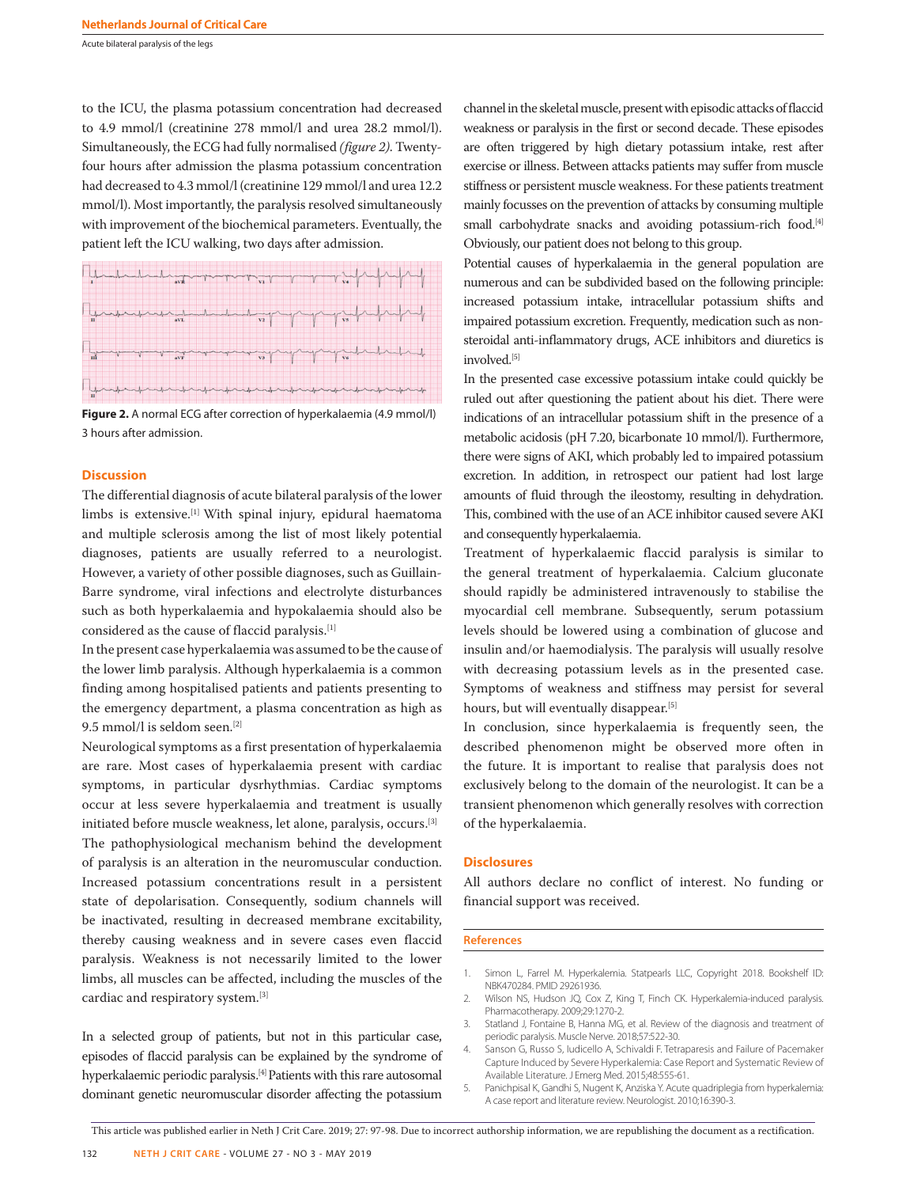to the ICU, the plasma potassium concentration had decreased to 4.9 mmol/l (creatinine 278 mmol/l and urea 28.2 mmol/l). Simultaneously, the ECG had fully normalised *(figure 2)*. Twenty-four hours after admission the plasma potassium concentration had decreased to 4.3 mmol/l (creatinine 129 mmol/l and urea 12.2 mmol/l). Most importantly, the paralysis resolved simultaneously with improvement of the biochemical parameters. Eventually, the patient left the ICU walking, two days after admission.

I aVR V1 V4
II aVL V2 V5
III aVF V3 V6
II

**Figure 2.** A normal ECG after correction of hyperkalaemia (4.9 mmol/l) 3 hours after admission.

## Discussion

The differential diagnosis of acute bilateral paralysis of the lower limbs is extensive.[1] With spinal injury, epidural haematoma and multiple sclerosis among the list of most likely potential diagnoses, patients are usually referred to a neurologist. However, a variety of other possible diagnoses, such as Guillain-Barre syndrome, viral infections and electrolyte disturbances such as both hyperkalaemia and hypokalaemia should also be considered as the cause of flaccid paralysis.[1]

In the present case hyperkalaemia was assumed to be the cause of the lower limb paralysis. Although hyperkalaemia is a common finding among hospitalised patients and patients presenting to the emergency department, a plasma concentration as high as 9.5 mmol/l is seldom seen.[2]

Neurological symptoms as a first presentation of hyperkalaemia are rare. Most cases of hyperkalaemia present with cardiac symptoms, in particular dysrhythmias. Cardiac symptoms occur at less severe hyperkalaemia and treatment is usually initiated before muscle weakness, let alone, paralysis, occurs.[3]

The pathophysiological mechanism behind the development of paralysis is an alteration in the neuromuscular conduction. Increased potassium concentrations result in a persistent state of depolarisation. Consequently, sodium channels will be inactivated, resulting in decreased membrane excitability, thereby causing weakness and in severe cases even flaccid paralysis. Weakness is not necessarily limited to the lower limbs, all muscles can be affected, including the muscles of the cardiac and respiratory system.[3]

In a selected group of patients, but not in this particular case, episodes of flaccid paralysis can be explained by the syndrome of hyperkalaemic periodic paralysis.[4] Patients with this rare autosomal dominant genetic neuromuscular disorder affecting the potassium channel in the skeletal muscle, present with episodic attacks of flaccid weakness or paralysis in the first or second decade. These episodes are often triggered by high dietary potassium intake, rest after exercise or illness. Between attacks patients may suffer from muscle stiffness or persistent muscle weakness. For these patients treatment mainly focusses on the prevention of attacks by consuming multiple small carbohydrate snacks and avoiding potassium-rich food.[4] Obviously, our patient does not belong to this group.

Potential causes of hyperkalaemia in the general population are numerous and can be subdivided based on the following principle: increased potassium intake, intracellular potassium shifts and impaired potassium excretion. Frequently, medication such as non-steroidal anti-inflammatory drugs, ACE inhibitors and diuretics is involved.[5]

In the presented case excessive potassium intake could quickly be ruled out after questioning the patient about his diet. There were indications of an intracellular potassium shift in the presence of a metabolic acidosis (pH 7.20, bicarbonate 10 mmol/l). Furthermore, there were signs of AKI, which probably led to impaired potassium excretion. In addition, in retrospect our patient had lost large amounts of fluid through the ileostomy, resulting in dehydration. This, combined with the use of an ACE inhibitor caused severe AKI and consequently hyperkalaemia.

Treatment of hyperkalaemic flaccid paralysis is similar to the general treatment of hyperkalaemia. Calcium gluconate should rapidly be administered intravenously to stabilise the myocardial cell membrane. Subsequently, serum potassium levels should be lowered using a combination of glucose and insulin and/or haemodialysis. The paralysis will usually resolve with decreasing potassium levels as in the presented case. Symptoms of weakness and stiffness may persist for several hours, but will eventually disappear.[5]

In conclusion, since hyperkalaemia is frequently seen, the described phenomenon might be observed more often in the future. It is important to realise that paralysis does not exclusively belong to the domain of the neurologist. It can be a transient phenomenon which generally resolves with correction of the hyperkalaemia.

## Disclosures

All authors declare no conflict of interest. No funding or financial support was received.

## References

1. Simon L, Farrel M. Hyperkalemia. Statpearls LLC, Copyright 2018. Bookshelf ID: NBK470284. PMID 29261936.
2. Wilson NS, Hudson JQ, Cox Z, King T, Finch CK. Hyperkalemia-induced paralysis. Pharmacotherapy. 2009;29:1270-2.
3. Statland J, Fontaine B, Hanna MG, et al. Review of the diagnosis and treatment of periodic paralysis. Muscle Nerve. 2018;57:522-30.
4. Sanson G, Russo S, Iudicello A, Schivaldi F. Tetraparesis and Failure of Pacemaker Capture Induced by Severe Hyperkalemia: Case Report and Systematic Review of Available Literature. J Emerg Med. 2015;48:555-61.
5. Panichpisal K, Gandhi S, Nugent K, Anziska Y. Acute quadriplegia from hyperkalemia: A case report and literature review. Neurologist. 2010;16:390-3.

This article was published earlier in Neth J Crit Care. 2019; 27: 97-98. Due to incorrect authorship information, we are republishing the document as a rectification.